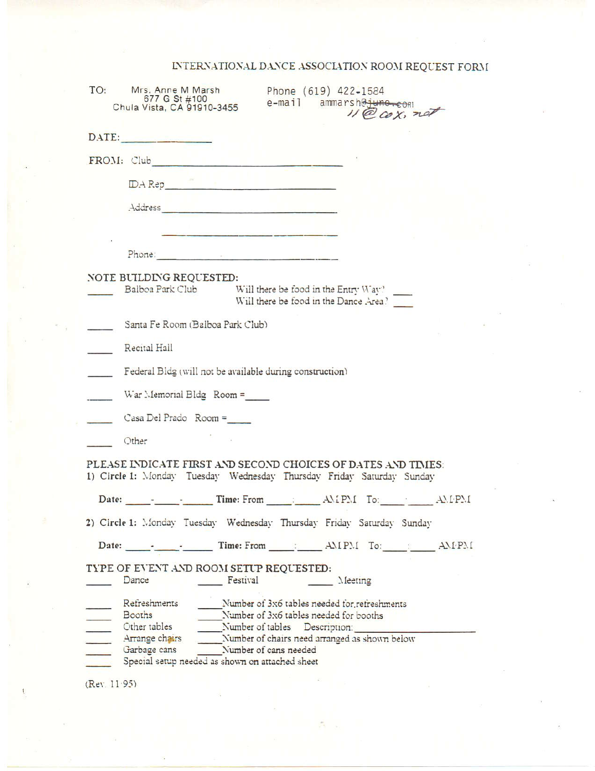# INTERNATIONAL DANCE ASSOCIATION ROOM REQUEST FORM

TO: Mrs. Anne M Marsh
677 G St #100
Chula Vista, CA 91910-3455

Phone (619) 422-1584
e-mail ammarsh~~@juno.com~~ 11@cox.net

DATE: ______________

FROM: Club ______________________________

IDA Rep ______________________________

Address ______________________________

______________________________

Phone: ______________________________

NOTE BUILDING REQUESTED:

_____ Balboa Park Club — Will there be food in the Entry Way? ____ Will there be food in the Dance Area? ____

_____ Santa Fe Room (Balboa Park Club)

_____ Recital Hall

_____ Federal Bldg (will not be available during construction)

_____ War Memorial Bldg Room = ____

_____ Casa Del Prado Room = ____

_____ Other

PLEASE INDICATE FIRST AND SECOND CHOICES OF DATES AND TIMES:

**1) Circle 1:** Monday Tuesday Wednesday Thursday Friday Saturday Sunday

**Date:** ____-____-____ **Time:** From ____:____ AM/PM To: ____:____ AM/PM

**2) Circle 1:** Monday Tuesday Wednesday Thursday Friday Saturday Sunday

**Date:** ____-____-____ **Time:** From ____:____ AM/PM To: ____:____ AM/PM

TYPE OF EVENT AND ROOM SETUP REQUESTED:

_____ Dance _____ Festival _____ Meeting

_____ Refreshments _____ Number of 3x6 tables needed for refreshments
_____ Booths _____ Number of 3x6 tables needed for booths
_____ Other tables _____ Number of tables Description: ______________________
_____ Arrange chairs _____ Number of chairs need arranged as shown below
_____ Garbage cans _____ Number of cans needed
_____ Special setup needed as shown on attached sheet

(Rev. 11/95)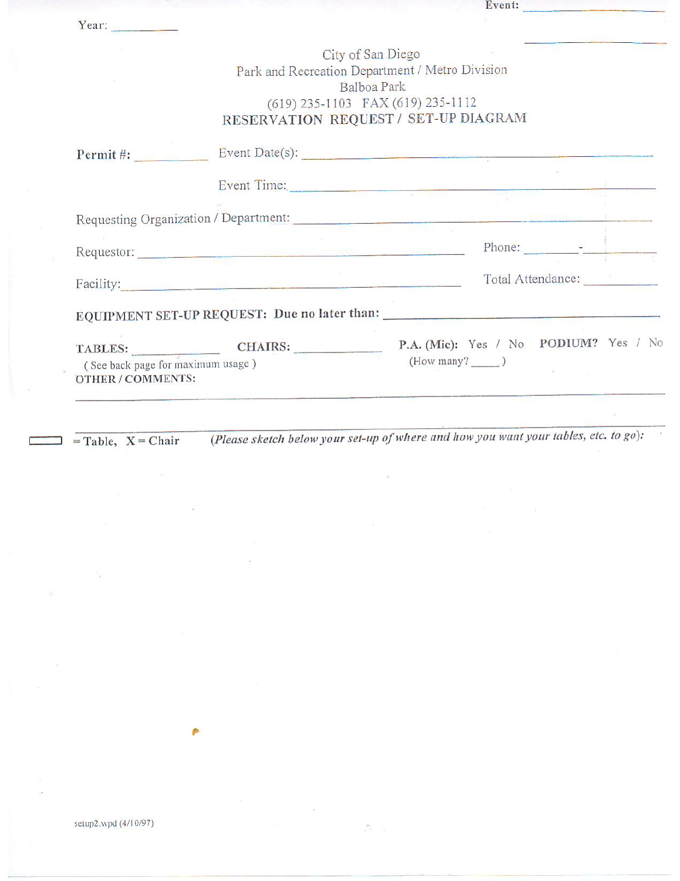Event: ____________________

____________________

Year: __________

City of San Diego
Park and Recreation Department / Metro Division
Balboa Park
(619) 235-1103 FAX (619) 235-1112

**RESERVATION REQUEST / SET-UP DIAGRAM**

**Permit #:** __________ Event Date(s): ______________________________

Event Time: ______________________________

Requesting Organization / Department: ______________________________

Requestor: ______________________________ Phone: _______-__________

Facility: ______________________________ Total Attendance: __________

**EQUIPMENT SET-UP REQUEST: Due no later than:** ______________________________

**TABLES:** __________ **CHAIRS:** __________ **P.A. (Mic):** Yes / No **PODIUM?** Yes / No

( See back page for maximum usage ) (How many? _____ )

**OTHER / COMMENTS:**

______________________________________________________________________

______________________________________________________________________

▭ = **Table, X = Chair** *(Please sketch below your set-up of where and how you want your tables, etc. to go):*

setup2.wpd (4/10/97)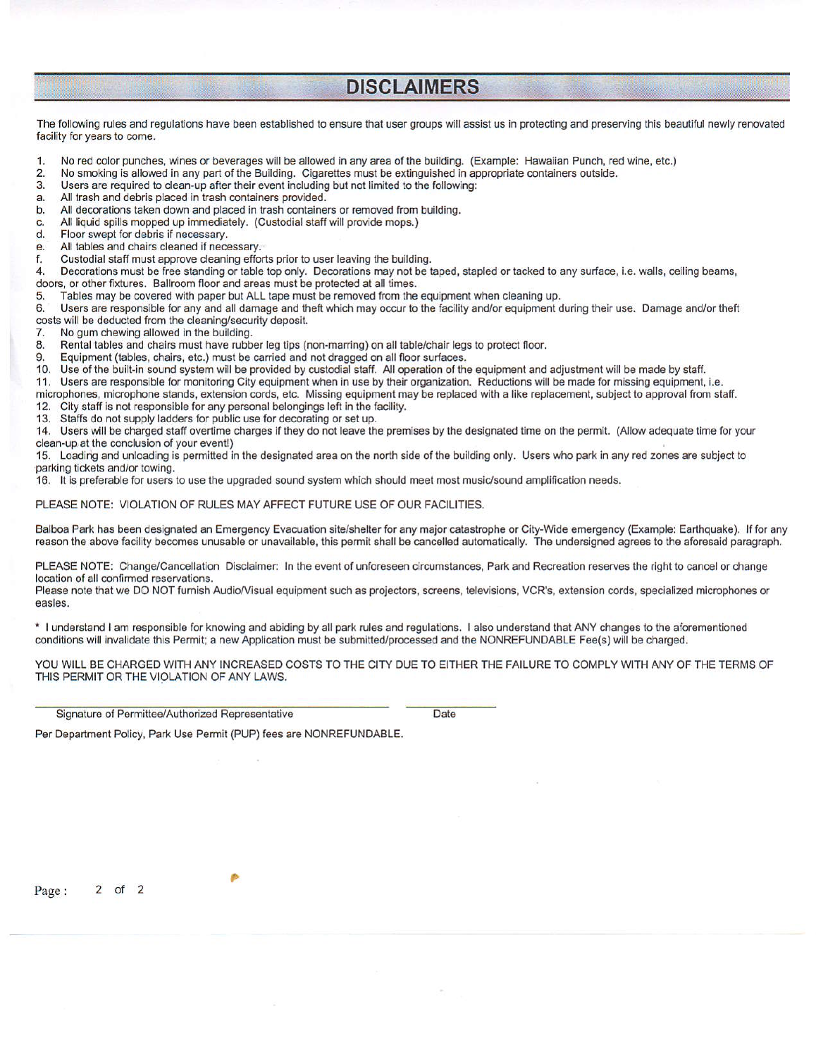## DISCLAIMERS

The following rules and regulations have been established to ensure that user groups will assist us in protecting and preserving this beautiful newly renovated facility for years to come.

1. No red color punches, wines or beverages will be allowed in any area of the building. (Example: Hawaiian Punch, red wine, etc.)
2. No smoking is allowed in any part of the Building. Cigarettes must be extinguished in appropriate containers outside.
3. Users are required to clean-up after their event including but not limited to the following:
   a. All trash and debris placed in trash containers provided.
   b. All decorations taken down and placed in trash containers or removed from building.
   c. All liquid spills mopped up immediately. (Custodial staff will provide mops.)
   d. Floor swept for debris if necessary.
   e. All tables and chairs cleaned if necessary.
   f. Custodial staff must approve cleaning efforts prior to user leaving the building.
4. Decorations must be free standing or table top only. Decorations may not be taped, stapled or tacked to any surface, i.e. walls, ceiling beams, doors, or other fixtures. Ballroom floor and areas must be protected at all times.
5. Tables may be covered with paper but ALL tape must be removed from the equipment when cleaning up.
6. Users are responsible for any and all damage and theft which may occur to the facility and/or equipment during their use. Damage and/or theft costs will be deducted from the cleaning/security deposit.
7. No gum chewing allowed in the building.
8. Rental tables and chairs must have rubber leg tips (non-marring) on all table/chair legs to protect floor.
9. Equipment (tables, chairs, etc.) must be carried and not dragged on all floor surfaces.
10. Use of the built-in sound system will be provided by custodial staff. All operation of the equipment and adjustment will be made by staff.
11. Users are responsible for monitoring City equipment when in use by their organization. Reductions will be made for missing equipment, i.e. microphones, microphone stands, extension cords, etc. Missing equipment may be replaced with a like replacement, subject to approval from staff.
12. City staff is not responsible for any personal belongings left in the facility.
13. Staffs do not supply ladders for public use for decorating or set up.
14. Users will be charged staff overtime charges if they do not leave the premises by the designated time on the permit. (Allow adequate time for your clean-up at the conclusion of your event!)
15. Loading and unloading is permitted in the designated area on the north side of the building only. Users who park in any red zones are subject to parking tickets and/or towing.
16. It is preferable for users to use the upgraded sound system which should meet most music/sound amplification needs.

PLEASE NOTE: VIOLATION OF RULES MAY AFFECT FUTURE USE OF OUR FACILITIES.

Balboa Park has been designated an Emergency Evacuation site/shelter for any major catastrophe or City-Wide emergency (Example: Earthquake). If for any reason the above facility becomes unusable or unavailable, this permit shall be cancelled automatically. The undersigned agrees to the aforesaid paragraph.

PLEASE NOTE: Change/Cancellation Disclaimer: In the event of unforeseen circumstances, Park and Recreation reserves the right to cancel or change location of all confirmed reservations.
Please note that we DO NOT furnish Audio/Visual equipment such as projectors, screens, televisions, VCR's, extension cords, specialized microphones or easles.

\* I understand I am responsible for knowing and abiding by all park rules and regulations. I also understand that ANY changes to the aforementioned conditions will invalidate this Permit; a new Application must be submitted/processed and the NONREFUNDABLE Fee(s) will be charged.

YOU WILL BE CHARGED WITH ANY INCREASED COSTS TO THE CITY DUE TO EITHER THE FAILURE TO COMPLY WITH ANY OF THE TERMS OF THIS PERMIT OR THE VIOLATION OF ANY LAWS.

\_\_\_\_\_\_\_\_\_\_\_\_\_\_\_\_\_\_\_\_\_\_\_\_\_\_\_\_\_\_\_\_\_\_\_\_\_\_\_\_ \_\_\_\_\_\_\_\_\_\_\_\_

Signature of Permittee/Authorized Representative Date

Per Department Policy, Park Use Permit (PUP) fees are NONREFUNDABLE.